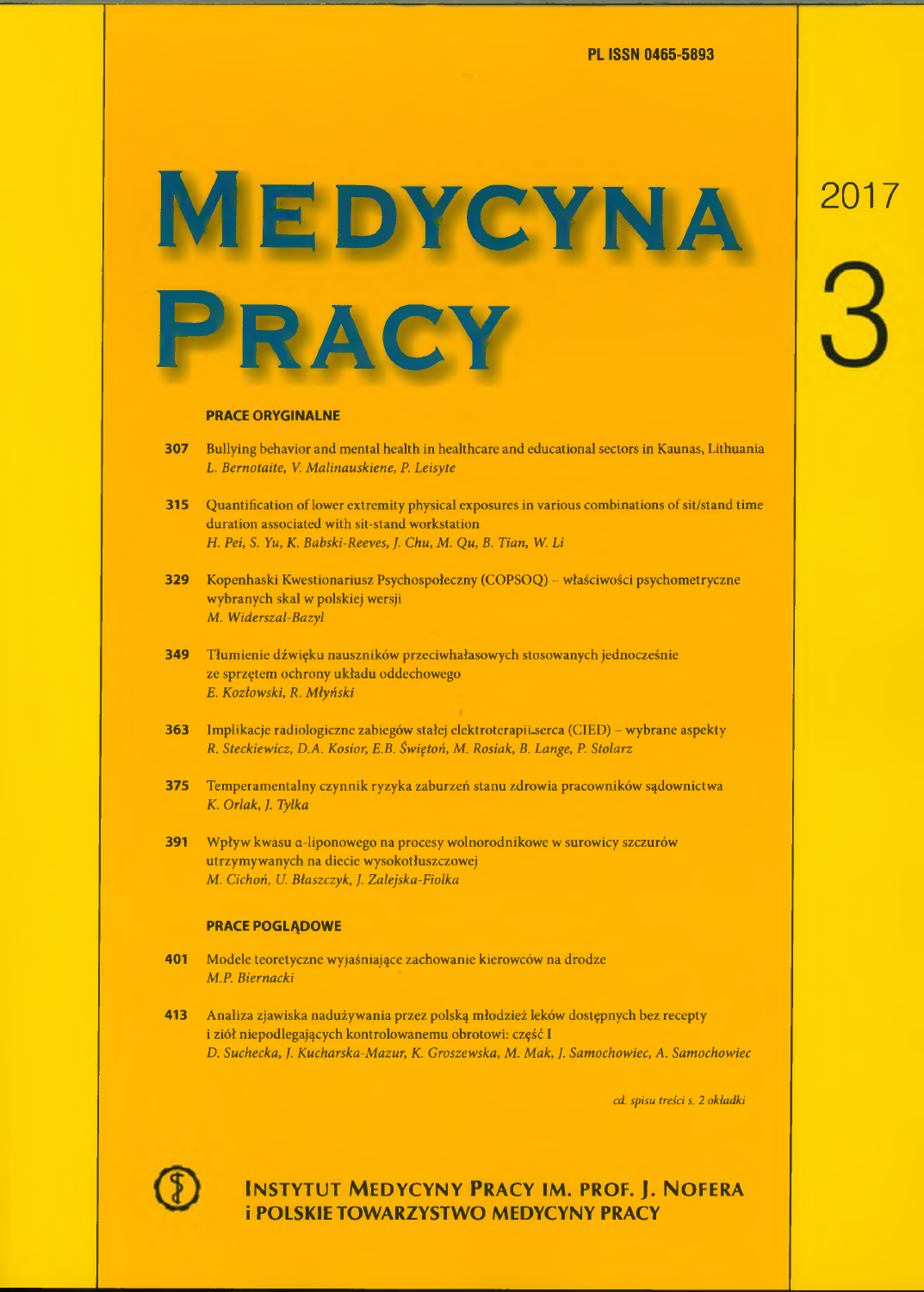PL ISSN 0465-5893

# MEDYCYNA PRACY

2017

3

## PRACE ORYGINALNE

**307** Bullying behavior and mental health in healthcare and educational sectors in Kaunas, Lithuania
*L. Bernotaite, V. Malinauskiene, P. Leisyte*

**315** Quantification of lower extremity physical exposures in various combinations of sit/stand time duration associated with sit-stand workstation
*H. Pei, S. Yu, K. Babski-Reeves, J. Chu, M. Qu, B. Tian, W. Li*

**329** Kopenhaski Kwestionariusz Psychospołeczny (COPSOQ) – właściwości psychometryczne wybranych skal w polskiej wersji
*M. Widerszal-Bazyl*

**349** Tłumienie dźwięku nauszników przeciwhałasowych stosowanych jednocześnie ze sprzętem ochrony układu oddechowego
*E. Kozłowski, R. Młyński*

**363** Implikacje radiologiczne zabiegów stałej elektroterapii serca (CIED) – wybrane aspekty
*R. Steckiewicz, D.A. Kosior, E.B. Świętoń, M. Rosiak, B. Lange, P. Stolarz*

**375** Temperamentalny czynnik ryzyka zaburzeń stanu zdrowia pracowników sądownictwa
*K. Orlak, J. Tylka*

**391** Wpływ kwasu α-liponowego na procesy wolnorodnikowe w surowicy szczurów utrzymywanych na diecie wysokotłuszczowej
*M. Cichoń, U. Błaszczyk, J. Zalejska-Fiolka*

## PRACE POGLĄDOWE

**401** Modele teoretyczne wyjaśniające zachowanie kierowców na drodze
*M.P. Biernacki*

**413** Analiza zjawiska nadużywania przez polską młodzież leków dostępnych bez recepty i ziół niepodlegających kontrolowanemu obrotowi: część I
*D. Suchecka, J. Kucharska-Mazur, K. Groszewska, M. Mak, J. Samochowiec, A. Samochowiec*

*cd. spisu treści s. 2 okładki*

**INSTYTUT MEDYCYNY PRACY IM. PROF. J. NOFERA i POLSKIE TOWARZYSTWO MEDYCYNY PRACY**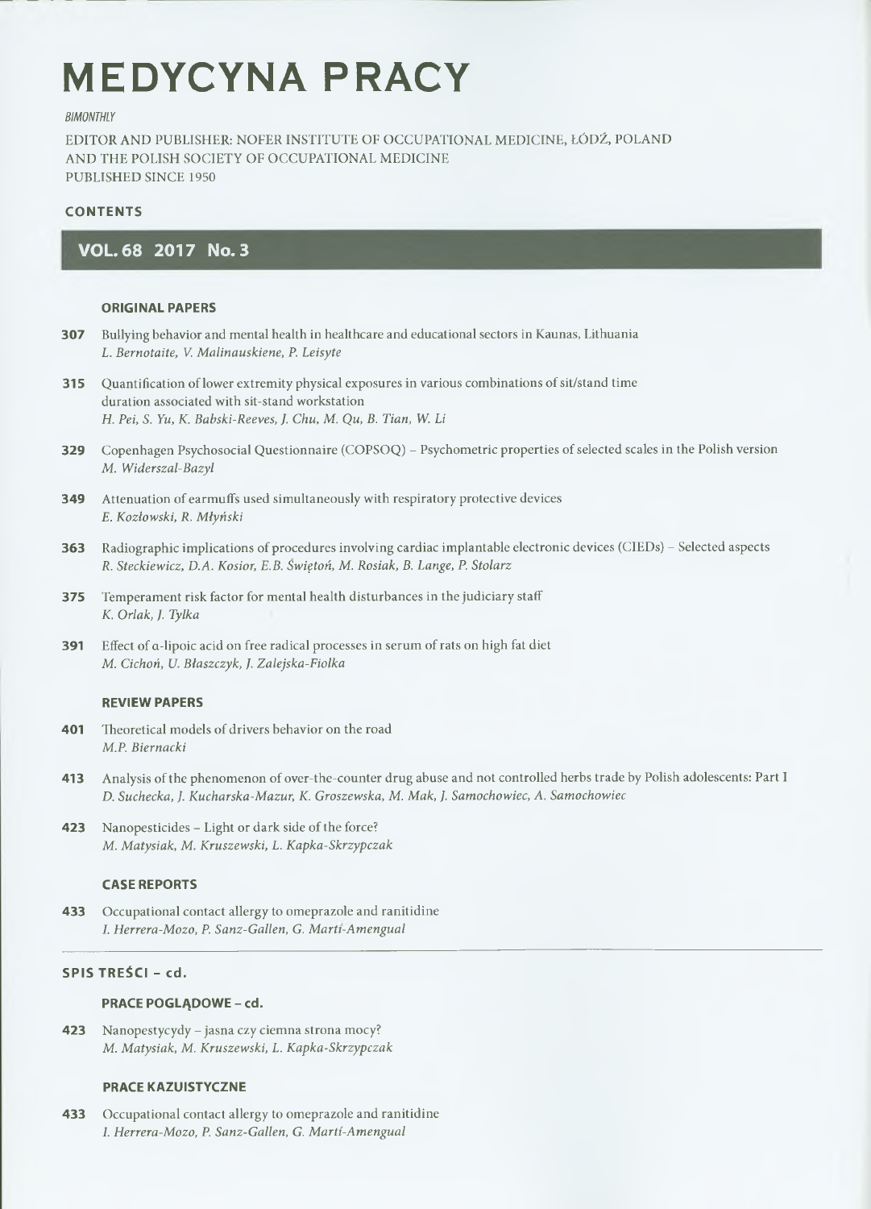# MEDYCYNA PRACY

*BIMONTHLY*

EDITOR AND PUBLISHER: NOFER INSTITUTE OF OCCUPATIONAL MEDICINE, ŁÓDŹ, POLAND
AND THE POLISH SOCIETY OF OCCUPATIONAL MEDICINE
PUBLISHED SINCE 1950

## CONTENTS

## VOL. 68 2017 No. 3

### ORIGINAL PAPERS

**307** Bullying behavior and mental health in healthcare and educational sectors in Kaunas, Lithuania
*L. Bernotaite, V. Malinauskiene, P. Leisyte*

**315** Quantification of lower extremity physical exposures in various combinations of sit/stand time duration associated with sit-stand workstation
*H. Pei, S. Yu, K. Babski-Reeves, J. Chu, M. Qu, B. Tian, W. Li*

**329** Copenhagen Psychosocial Questionnaire (COPSOQ) – Psychometric properties of selected scales in the Polish version
*M. Widerszal-Bazyl*

**349** Attenuation of earmuffs used simultaneously with respiratory protective devices
*E. Kozłowski, R. Młyński*

**363** Radiographic implications of procedures involving cardiac implantable electronic devices (CIEDs) – Selected aspects
*R. Steckiewicz, D.A. Kosior, E.B. Świętoń, M. Rosiak, B. Lange, P. Stolarz*

**375** Temperament risk factor for mental health disturbances in the judiciary staff
*K. Orlak, J. Tylka*

**391** Effect of α-lipoic acid on free radical processes in serum of rats on high fat diet
*M. Cichoń, U. Błaszczyk, J. Zalejska-Fiolka*

### REVIEW PAPERS

**401** Theoretical models of drivers behavior on the road
*M.P. Biernacki*

**413** Analysis of the phenomenon of over-the-counter drug abuse and not controlled herbs trade by Polish adolescents: Part I
*D. Suchecka, J. Kucharska-Mazur, K. Groszewska, M. Mak, J. Samochowiec, A. Samochowiec*

**423** Nanopesticides – Light or dark side of the force?
*M. Matysiak, M. Kruszewski, L. Kapka-Skrzypczak*

### CASE REPORTS

**433** Occupational contact allergy to omeprazole and ranitidine
*I. Herrera-Mozo, P. Sanz-Gallen, G. Martí-Amengual*

## SPIS TREŚCI – cd.

### PRACE POGLĄDOWE – cd.

**423** Nanopestycydy – jasna czy ciemna strona mocy?
*M. Matysiak, M. Kruszewski, L. Kapka-Skrzypczak*

### PRACE KAZUISTYCZNE

**433** Occupational contact allergy to omeprazole and ranitidine
*I. Herrera-Mozo, P. Sanz-Gallen, G. Martí-Amengual*